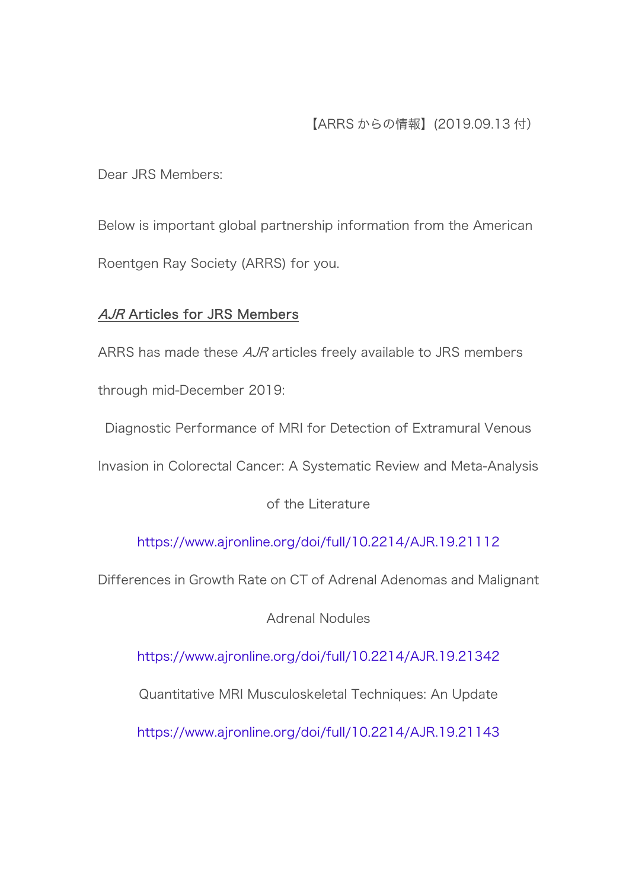【ARRS からの情報】(2019.09.13 付)

Dear JRS Members:

Below is important global partnership information from the American Roentgen Ray Society (ARRS) for you.

## *AJR* Articles for JRS Members

ARRS has made these *AJR* articles freely available to JRS members through mid-December 2019:

Diagnostic Performance of MRI for Detection of Extramural Venous Invasion in Colorectal Cancer: A Systematic Review and Meta-Analysis of the Literature

https://www.ajronline.org/doi/full/10.2214/AJR.19.21112

Differences in Growth Rate on CT of Adrenal Adenomas and Malignant Adrenal Nodules

https://www.ajronline.org/doi/full/10.2214/AJR.19.21342

Quantitative MRI Musculoskeletal Techniques: An Update

https://www.ajronline.org/doi/full/10.2214/AJR.19.21143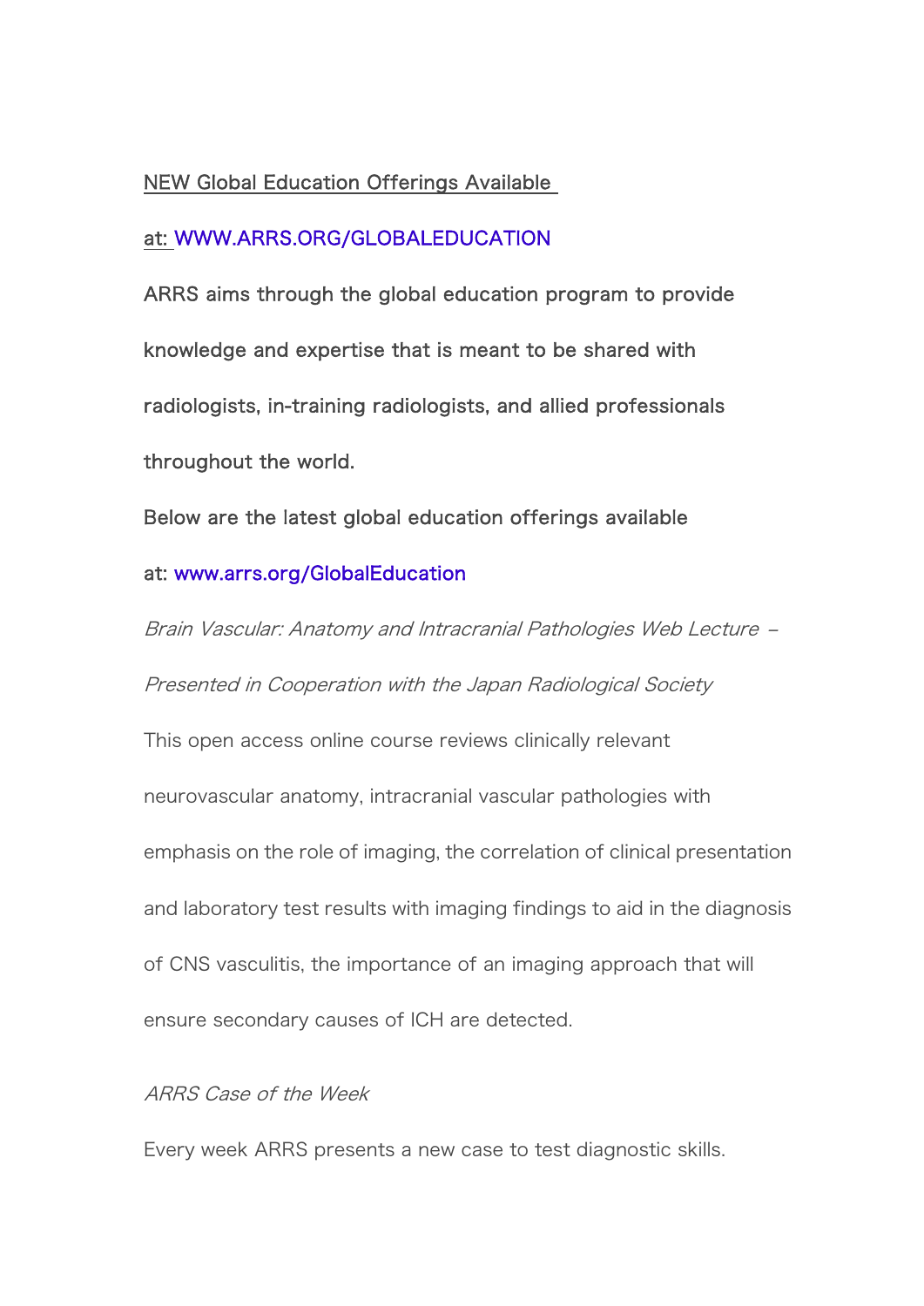NEW Global Education Offerings Available at: WWW.ARRS.ORG/GLOBALEDUCATION

ARRS aims through the global education program to provide knowledge and expertise that is meant to be shared with radiologists, in-training radiologists, and allied professionals throughout the world.

Below are the latest global education offerings available at: www.arrs.org/GlobalEducation

*Brain Vascular: Anatomy and Intracranial Pathologies Web Lecture – Presented in Cooperation with the Japan Radiological Society*

This open access online course reviews clinically relevant neurovascular anatomy, intracranial vascular pathologies with emphasis on the role of imaging, the correlation of clinical presentation and laboratory test results with imaging findings to aid in the diagnosis of CNS vasculitis, the importance of an imaging approach that will ensure secondary causes of ICH are detected.

*ARRS Case of the Week*

Every week ARRS presents a new case to test diagnostic skills.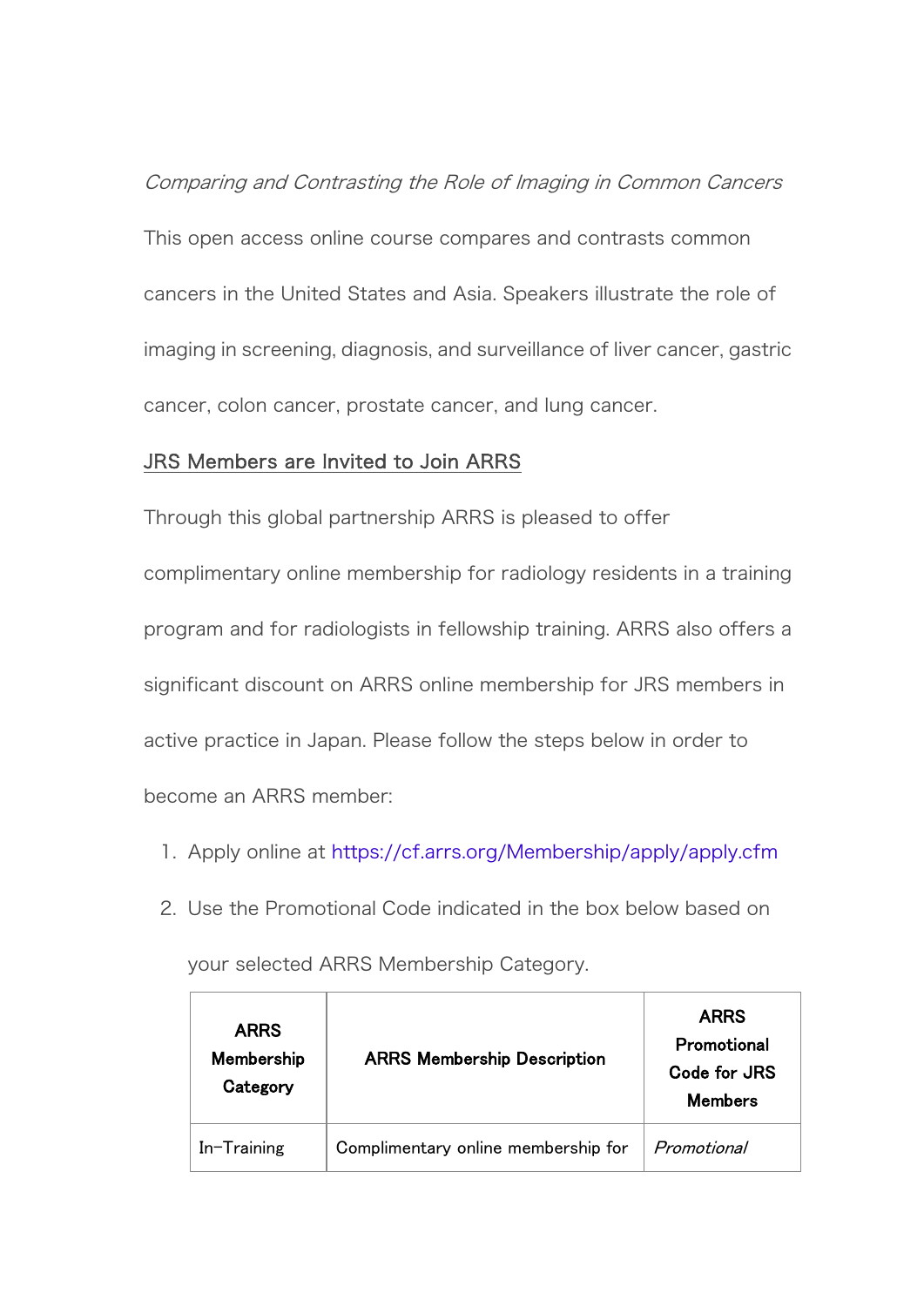*Comparing and Contrasting the Role of Imaging in Common Cancers*

This open access online course compares and contrasts common cancers in the United States and Asia. Speakers illustrate the role of imaging in screening, diagnosis, and surveillance of liver cancer, gastric cancer, colon cancer, prostate cancer, and lung cancer.

## JRS Members are Invited to Join ARRS

Through this global partnership ARRS is pleased to offer complimentary online membership for radiology residents in a training program and for radiologists in fellowship training. ARRS also offers a significant discount on ARRS online membership for JRS members in active practice in Japan. Please follow the steps below in order to become an ARRS member:

1. Apply online at https://cf.arrs.org/Membership/apply/apply.cfm
2. Use the Promotional Code indicated in the box below based on your selected ARRS Membership Category.

| ARRS Membership Category | ARRS Membership Description | ARRS Promotional Code for JRS Members |
|---|---|---|
| In-Training | Complimentary online membership for | *Promotional* |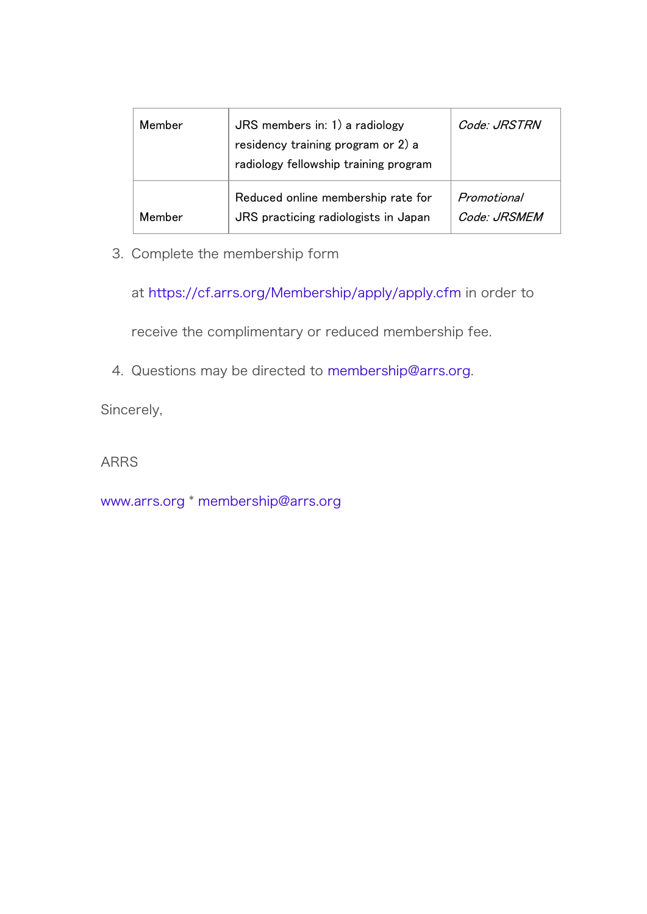| | | |
|---|---|---|
| Member | JRS members in: 1) a radiology residency training program or 2) a radiology fellowship training program | *Code: JRSTRN* |
| Member | Reduced online membership rate for JRS practicing radiologists in Japan | *Promotional Code: JRSMEM* |

3. Complete the membership form at https://cf.arrs.org/Membership/apply/apply.cfm in order to receive the complimentary or reduced membership fee.
4. Questions may be directed to membership@arrs.org.

Sincerely,

ARRS

www.arrs.org * membership@arrs.org